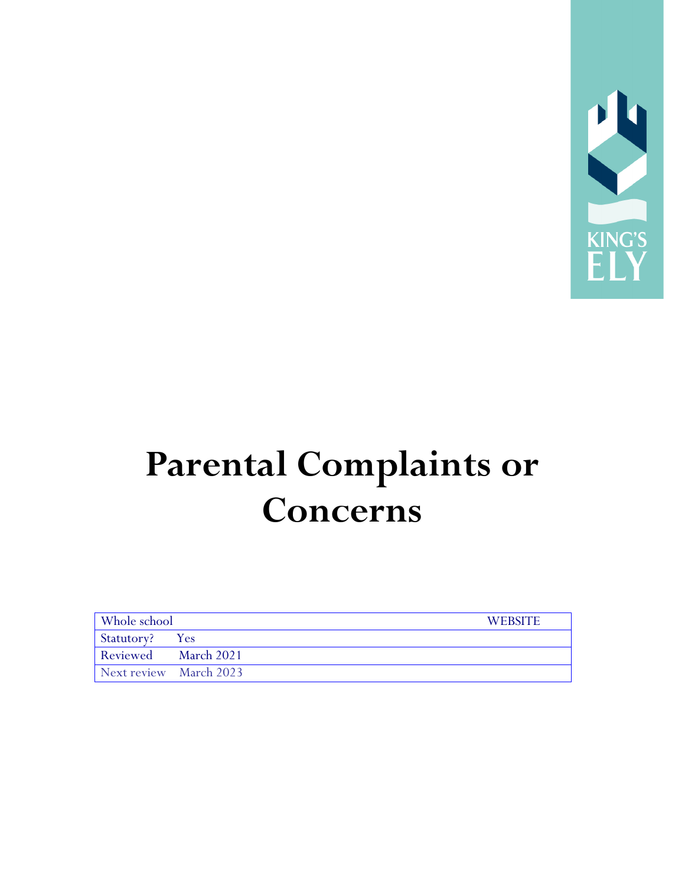# Parental Complaints or Concerns

| Whole school | WEBSITE |
|---|---|
| Statutory? Yes | |
| Reviewed March 2021 | |
| Next review March 2023 | |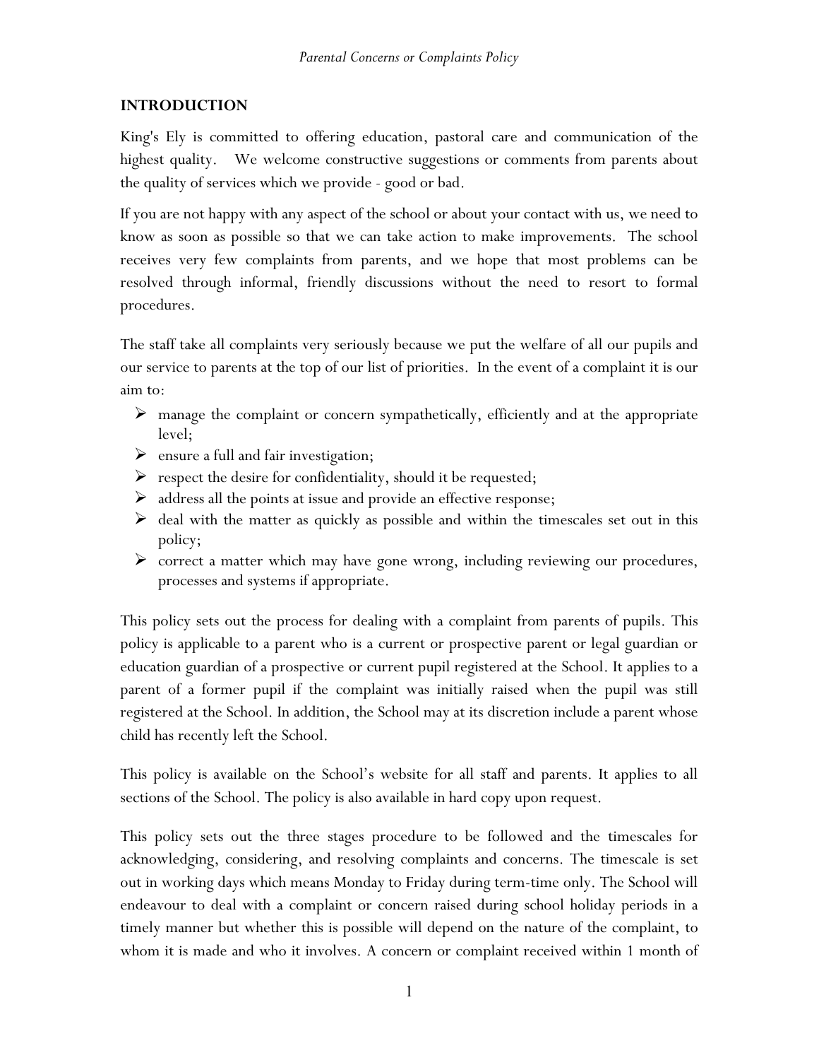## INTRODUCTION

King's Ely is committed to offering education, pastoral care and communication of the highest quality. We welcome constructive suggestions or comments from parents about the quality of services which we provide - good or bad.

If you are not happy with any aspect of the school or about your contact with us, we need to know as soon as possible so that we can take action to make improvements. The school receives very few complaints from parents, and we hope that most problems can be resolved through informal, friendly discussions without the need to resort to formal procedures.

The staff take all complaints very seriously because we put the welfare of all our pupils and our service to parents at the top of our list of priorities. In the event of a complaint it is our aim to:

- manage the complaint or concern sympathetically, efficiently and at the appropriate level;
- ensure a full and fair investigation;
- respect the desire for confidentiality, should it be requested;
- address all the points at issue and provide an effective response;
- deal with the matter as quickly as possible and within the timescales set out in this policy;
- correct a matter which may have gone wrong, including reviewing our procedures, processes and systems if appropriate.

This policy sets out the process for dealing with a complaint from parents of pupils. This policy is applicable to a parent who is a current or prospective parent or legal guardian or education guardian of a prospective or current pupil registered at the School. It applies to a parent of a former pupil if the complaint was initially raised when the pupil was still registered at the School. In addition, the School may at its discretion include a parent whose child has recently left the School.

This policy is available on the School's website for all staff and parents. It applies to all sections of the School. The policy is also available in hard copy upon request.

This policy sets out the three stages procedure to be followed and the timescales for acknowledging, considering, and resolving complaints and concerns. The timescale is set out in working days which means Monday to Friday during term-time only. The School will endeavour to deal with a complaint or concern raised during school holiday periods in a timely manner but whether this is possible will depend on the nature of the complaint, to whom it is made and who it involves. A concern or complaint received within 1 month of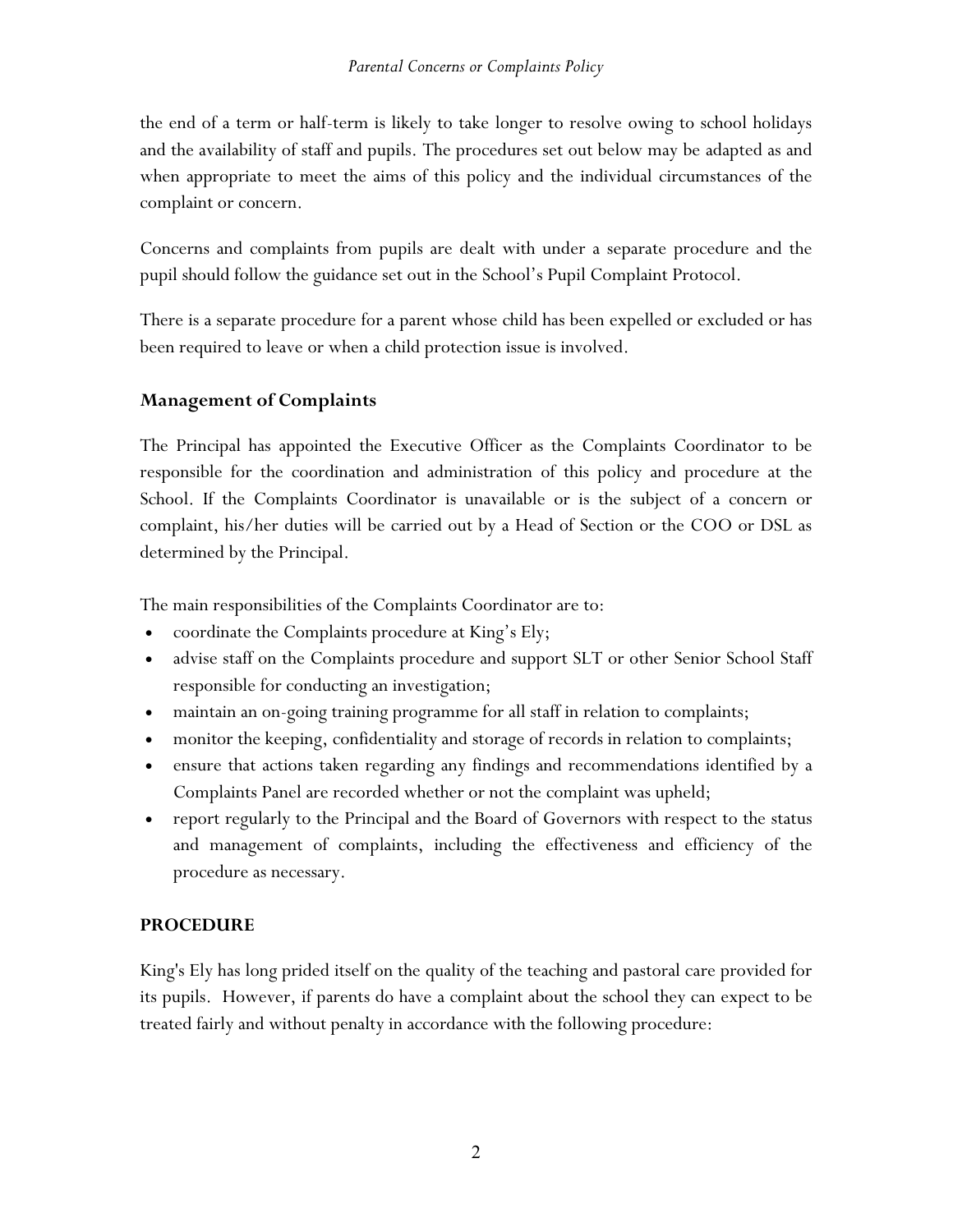the end of a term or half-term is likely to take longer to resolve owing to school holidays and the availability of staff and pupils. The procedures set out below may be adapted as and when appropriate to meet the aims of this policy and the individual circumstances of the complaint or concern.

Concerns and complaints from pupils are dealt with under a separate procedure and the pupil should follow the guidance set out in the School's Pupil Complaint Protocol.

There is a separate procedure for a parent whose child has been expelled or excluded or has been required to leave or when a child protection issue is involved.

## Management of Complaints

The Principal has appointed the Executive Officer as the Complaints Coordinator to be responsible for the coordination and administration of this policy and procedure at the School. If the Complaints Coordinator is unavailable or is the subject of a concern or complaint, his/her duties will be carried out by a Head of Section or the COO or DSL as determined by the Principal.

The main responsibilities of the Complaints Coordinator are to:

- coordinate the Complaints procedure at King's Ely;
- advise staff on the Complaints procedure and support SLT or other Senior School Staff responsible for conducting an investigation;
- maintain an on-going training programme for all staff in relation to complaints;
- monitor the keeping, confidentiality and storage of records in relation to complaints;
- ensure that actions taken regarding any findings and recommendations identified by a Complaints Panel are recorded whether or not the complaint was upheld;
- report regularly to the Principal and the Board of Governors with respect to the status and management of complaints, including the effectiveness and efficiency of the procedure as necessary.

## PROCEDURE

King's Ely has long prided itself on the quality of the teaching and pastoral care provided for its pupils. However, if parents do have a complaint about the school they can expect to be treated fairly and without penalty in accordance with the following procedure: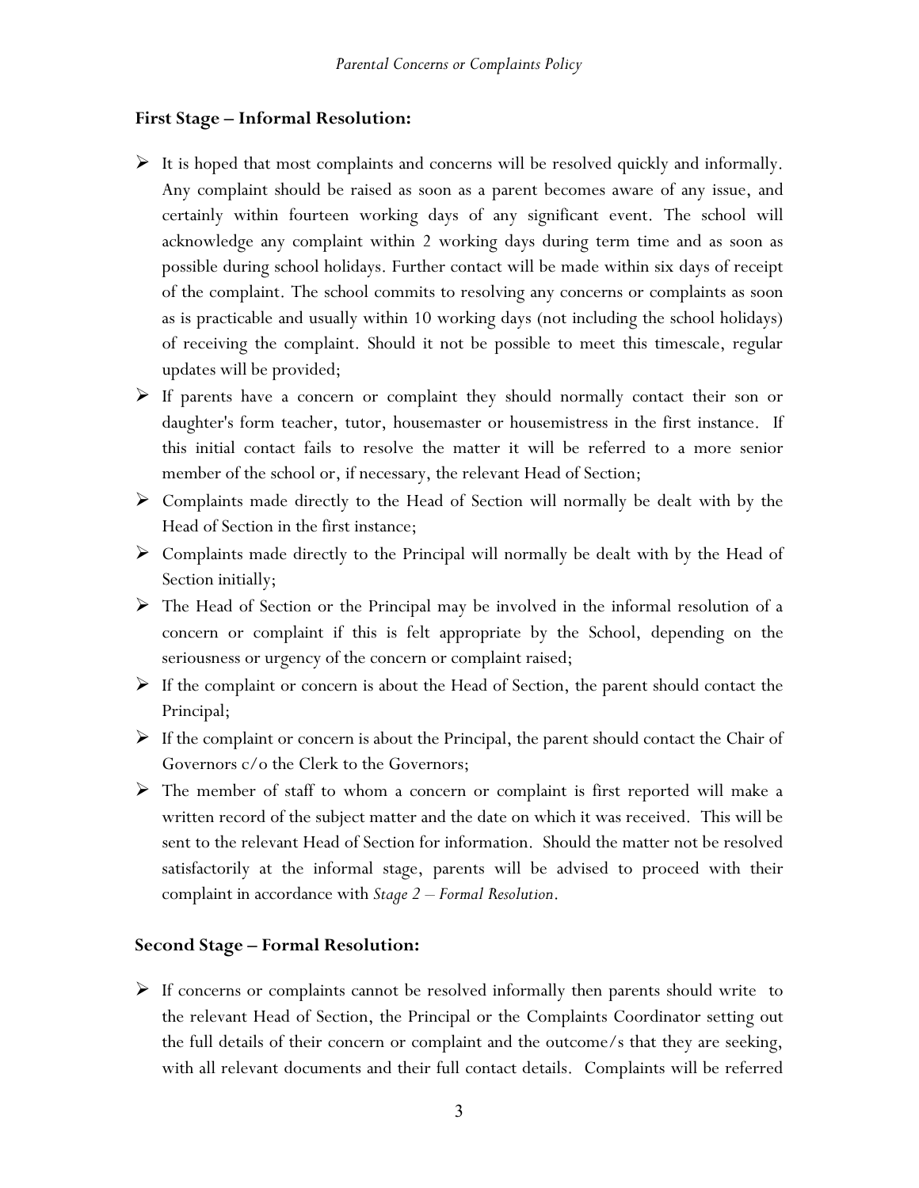### First Stage – Informal Resolution:

- It is hoped that most complaints and concerns will be resolved quickly and informally. Any complaint should be raised as soon as a parent becomes aware of any issue, and certainly within fourteen working days of any significant event. The school will acknowledge any complaint within 2 working days during term time and as soon as possible during school holidays. Further contact will be made within six days of receipt of the complaint. The school commits to resolving any concerns or complaints as soon as is practicable and usually within 10 working days (not including the school holidays) of receiving the complaint. Should it not be possible to meet this timescale, regular updates will be provided;
- If parents have a concern or complaint they should normally contact their son or daughter's form teacher, tutor, housemaster or housemistress in the first instance. If this initial contact fails to resolve the matter it will be referred to a more senior member of the school or, if necessary, the relevant Head of Section;
- Complaints made directly to the Head of Section will normally be dealt with by the Head of Section in the first instance;
- Complaints made directly to the Principal will normally be dealt with by the Head of Section initially;
- The Head of Section or the Principal may be involved in the informal resolution of a concern or complaint if this is felt appropriate by the School, depending on the seriousness or urgency of the concern or complaint raised;
- If the complaint or concern is about the Head of Section, the parent should contact the Principal;
- If the complaint or concern is about the Principal, the parent should contact the Chair of Governors c/o the Clerk to the Governors;
- The member of staff to whom a concern or complaint is first reported will make a written record of the subject matter and the date on which it was received. This will be sent to the relevant Head of Section for information. Should the matter not be resolved satisfactorily at the informal stage, parents will be advised to proceed with their complaint in accordance with *Stage 2 – Formal Resolution*.

### Second Stage – Formal Resolution:

- If concerns or complaints cannot be resolved informally then parents should write to the relevant Head of Section, the Principal or the Complaints Coordinator setting out the full details of their concern or complaint and the outcome/s that they are seeking, with all relevant documents and their full contact details. Complaints will be referred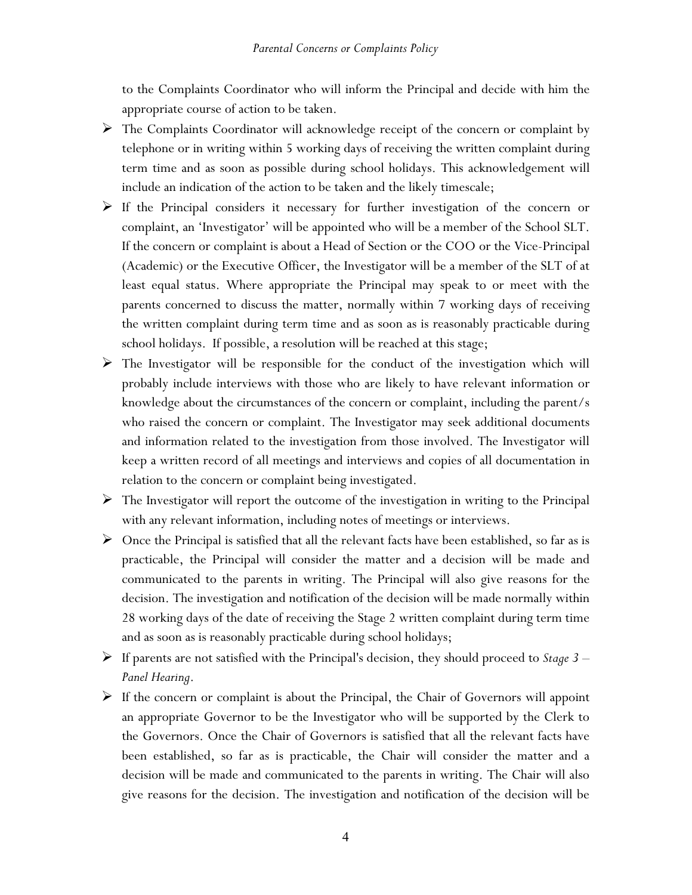to the Complaints Coordinator who will inform the Principal and decide with him the appropriate course of action to be taken.

- The Complaints Coordinator will acknowledge receipt of the concern or complaint by telephone or in writing within 5 working days of receiving the written complaint during term time and as soon as possible during school holidays. This acknowledgement will include an indication of the action to be taken and the likely timescale;
- If the Principal considers it necessary for further investigation of the concern or complaint, an 'Investigator' will be appointed who will be a member of the School SLT. If the concern or complaint is about a Head of Section or the COO or the Vice-Principal (Academic) or the Executive Officer, the Investigator will be a member of the SLT of at least equal status. Where appropriate the Principal may speak to or meet with the parents concerned to discuss the matter, normally within 7 working days of receiving the written complaint during term time and as soon as is reasonably practicable during school holidays. If possible, a resolution will be reached at this stage;
- The Investigator will be responsible for the conduct of the investigation which will probably include interviews with those who are likely to have relevant information or knowledge about the circumstances of the concern or complaint, including the parent/s who raised the concern or complaint. The Investigator may seek additional documents and information related to the investigation from those involved. The Investigator will keep a written record of all meetings and interviews and copies of all documentation in relation to the concern or complaint being investigated.
- The Investigator will report the outcome of the investigation in writing to the Principal with any relevant information, including notes of meetings or interviews.
- Once the Principal is satisfied that all the relevant facts have been established, so far as is practicable, the Principal will consider the matter and a decision will be made and communicated to the parents in writing. The Principal will also give reasons for the decision. The investigation and notification of the decision will be made normally within 28 working days of the date of receiving the Stage 2 written complaint during term time and as soon as is reasonably practicable during school holidays;
- If parents are not satisfied with the Principal's decision, they should proceed to *Stage 3 – Panel Hearing*.
- If the concern or complaint is about the Principal, the Chair of Governors will appoint an appropriate Governor to be the Investigator who will be supported by the Clerk to the Governors. Once the Chair of Governors is satisfied that all the relevant facts have been established, so far as is practicable, the Chair will consider the matter and a decision will be made and communicated to the parents in writing. The Chair will also give reasons for the decision. The investigation and notification of the decision will be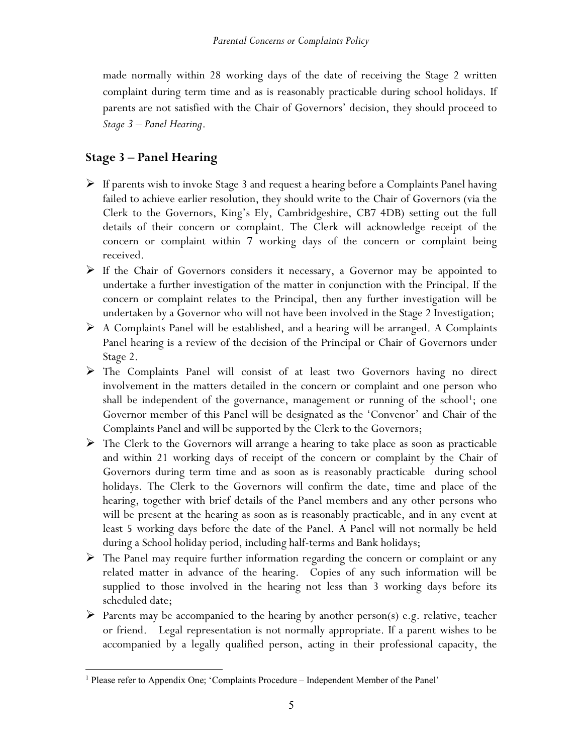made normally within 28 working days of the date of receiving the Stage 2 written complaint during term time and as is reasonably practicable during school holidays. If parents are not satisfied with the Chair of Governors' decision, they should proceed to *Stage 3 – Panel Hearing*.

## Stage 3 – Panel Hearing

- If parents wish to invoke Stage 3 and request a hearing before a Complaints Panel having failed to achieve earlier resolution, they should write to the Chair of Governors (via the Clerk to the Governors, King's Ely, Cambridgeshire, CB7 4DB) setting out the full details of their concern or complaint. The Clerk will acknowledge receipt of the concern or complaint within 7 working days of the concern or complaint being received.
- If the Chair of Governors considers it necessary, a Governor may be appointed to undertake a further investigation of the matter in conjunction with the Principal. If the concern or complaint relates to the Principal, then any further investigation will be undertaken by a Governor who will not have been involved in the Stage 2 Investigation;
- A Complaints Panel will be established, and a hearing will be arranged. A Complaints Panel hearing is a review of the decision of the Principal or Chair of Governors under Stage 2.
- The Complaints Panel will consist of at least two Governors having no direct involvement in the matters detailed in the concern or complaint and one person who shall be independent of the governance, management or running of the school[1]; one Governor member of this Panel will be designated as the 'Convenor' and Chair of the Complaints Panel and will be supported by the Clerk to the Governors;
- The Clerk to the Governors will arrange a hearing to take place as soon as practicable and within 21 working days of receipt of the concern or complaint by the Chair of Governors during term time and as soon as is reasonably practicable during school holidays. The Clerk to the Governors will confirm the date, time and place of the hearing, together with brief details of the Panel members and any other persons who will be present at the hearing as soon as is reasonably practicable, and in any event at least 5 working days before the date of the Panel. A Panel will not normally be held during a School holiday period, including half-terms and Bank holidays;
- The Panel may require further information regarding the concern or complaint or any related matter in advance of the hearing. Copies of any such information will be supplied to those involved in the hearing not less than 3 working days before its scheduled date;
- Parents may be accompanied to the hearing by another person(s) e.g. relative, teacher or friend. Legal representation is not normally appropriate. If a parent wishes to be accompanied by a legally qualified person, acting in their professional capacity, the

[1] Please refer to Appendix One; 'Complaints Procedure – Independent Member of the Panel'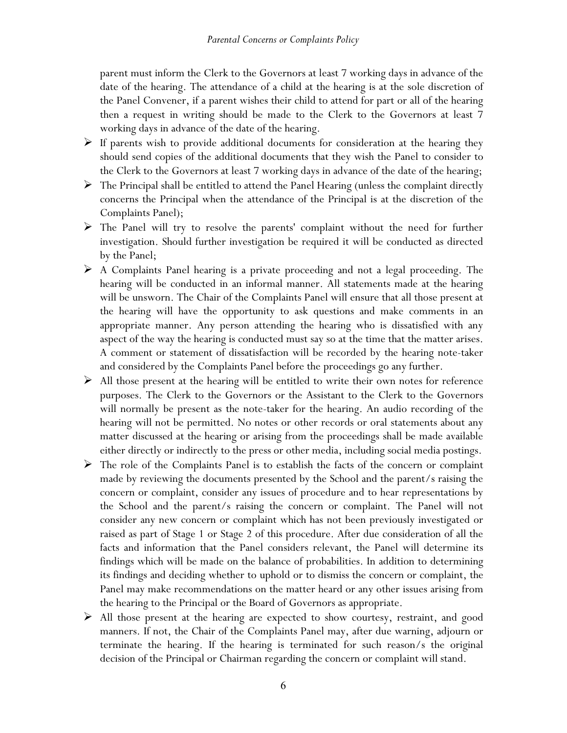parent must inform the Clerk to the Governors at least 7 working days in advance of the date of the hearing. The attendance of a child at the hearing is at the sole discretion of the Panel Convener, if a parent wishes their child to attend for part or all of the hearing then a request in writing should be made to the Clerk to the Governors at least 7 working days in advance of the date of the hearing.

- If parents wish to provide additional documents for consideration at the hearing they should send copies of the additional documents that they wish the Panel to consider to the Clerk to the Governors at least 7 working days in advance of the date of the hearing;
- The Principal shall be entitled to attend the Panel Hearing (unless the complaint directly concerns the Principal when the attendance of the Principal is at the discretion of the Complaints Panel);
- The Panel will try to resolve the parents' complaint without the need for further investigation. Should further investigation be required it will be conducted as directed by the Panel;
- A Complaints Panel hearing is a private proceeding and not a legal proceeding. The hearing will be conducted in an informal manner. All statements made at the hearing will be unsworn. The Chair of the Complaints Panel will ensure that all those present at the hearing will have the opportunity to ask questions and make comments in an appropriate manner. Any person attending the hearing who is dissatisfied with any aspect of the way the hearing is conducted must say so at the time that the matter arises. A comment or statement of dissatisfaction will be recorded by the hearing note-taker and considered by the Complaints Panel before the proceedings go any further.
- All those present at the hearing will be entitled to write their own notes for reference purposes. The Clerk to the Governors or the Assistant to the Clerk to the Governors will normally be present as the note-taker for the hearing. An audio recording of the hearing will not be permitted. No notes or other records or oral statements about any matter discussed at the hearing or arising from the proceedings shall be made available either directly or indirectly to the press or other media, including social media postings.
- The role of the Complaints Panel is to establish the facts of the concern or complaint made by reviewing the documents presented by the School and the parent/s raising the concern or complaint, consider any issues of procedure and to hear representations by the School and the parent/s raising the concern or complaint. The Panel will not consider any new concern or complaint which has not been previously investigated or raised as part of Stage 1 or Stage 2 of this procedure. After due consideration of all the facts and information that the Panel considers relevant, the Panel will determine its findings which will be made on the balance of probabilities. In addition to determining its findings and deciding whether to uphold or to dismiss the concern or complaint, the Panel may make recommendations on the matter heard or any other issues arising from the hearing to the Principal or the Board of Governors as appropriate.
- All those present at the hearing are expected to show courtesy, restraint, and good manners. If not, the Chair of the Complaints Panel may, after due warning, adjourn or terminate the hearing. If the hearing is terminated for such reason/s the original decision of the Principal or Chairman regarding the concern or complaint will stand.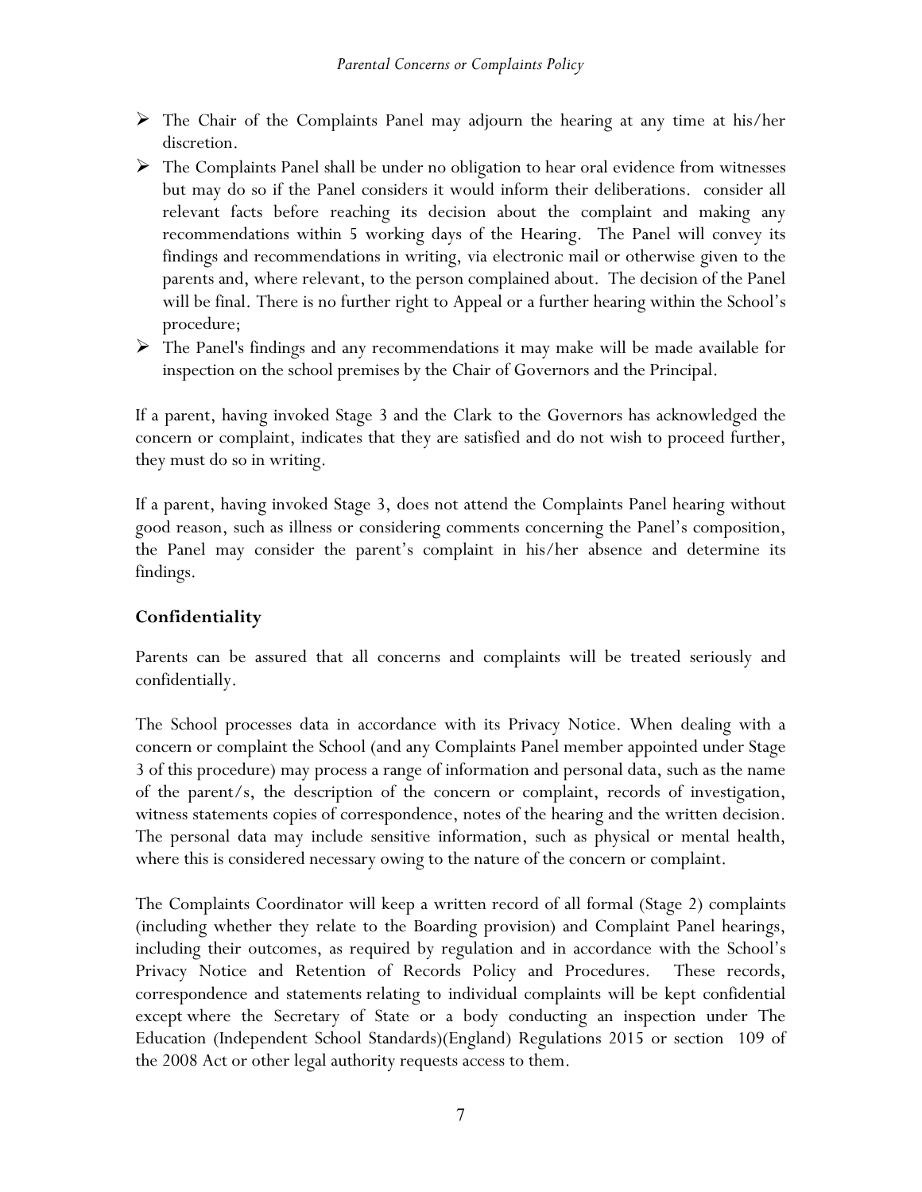- The Chair of the Complaints Panel may adjourn the hearing at any time at his/her discretion.
- The Complaints Panel shall be under no obligation to hear oral evidence from witnesses but may do so if the Panel considers it would inform their deliberations. consider all relevant facts before reaching its decision about the complaint and making any recommendations within 5 working days of the Hearing. The Panel will convey its findings and recommendations in writing, via electronic mail or otherwise given to the parents and, where relevant, to the person complained about. The decision of the Panel will be final. There is no further right to Appeal or a further hearing within the School's procedure;
- The Panel's findings and any recommendations it may make will be made available for inspection on the school premises by the Chair of Governors and the Principal.

If a parent, having invoked Stage 3 and the Clark to the Governors has acknowledged the concern or complaint, indicates that they are satisfied and do not wish to proceed further, they must do so in writing.

If a parent, having invoked Stage 3, does not attend the Complaints Panel hearing without good reason, such as illness or considering comments concerning the Panel's composition, the Panel may consider the parent's complaint in his/her absence and determine its findings.

## Confidentiality

Parents can be assured that all concerns and complaints will be treated seriously and confidentially.

The School processes data in accordance with its Privacy Notice. When dealing with a concern or complaint the School (and any Complaints Panel member appointed under Stage 3 of this procedure) may process a range of information and personal data, such as the name of the parent/s, the description of the concern or complaint, records of investigation, witness statements copies of correspondence, notes of the hearing and the written decision. The personal data may include sensitive information, such as physical or mental health, where this is considered necessary owing to the nature of the concern or complaint.

The Complaints Coordinator will keep a written record of all formal (Stage 2) complaints (including whether they relate to the Boarding provision) and Complaint Panel hearings, including their outcomes, as required by regulation and in accordance with the School's Privacy Notice and Retention of Records Policy and Procedures. These records, correspondence and statements relating to individual complaints will be kept confidential except where the Secretary of State or a body conducting an inspection under The Education (Independent School Standards)(England) Regulations 2015 or section 109 of the 2008 Act or other legal authority requests access to them.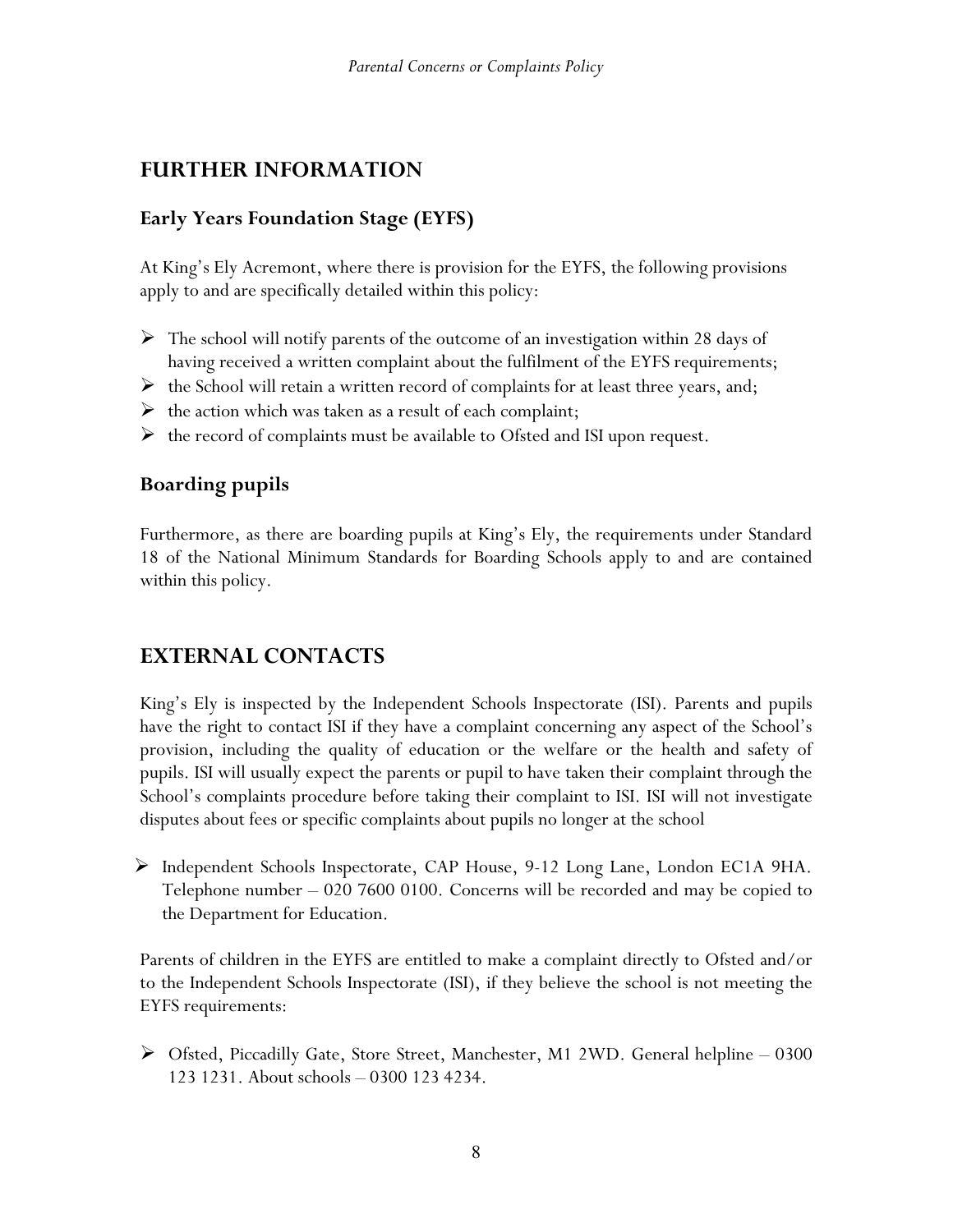## FURTHER INFORMATION

### Early Years Foundation Stage (EYFS)

At King's Ely Acremont, where there is provision for the EYFS, the following provisions apply to and are specifically detailed within this policy:

- The school will notify parents of the outcome of an investigation within 28 days of having received a written complaint about the fulfilment of the EYFS requirements;
- the School will retain a written record of complaints for at least three years, and;
- the action which was taken as a result of each complaint;
- the record of complaints must be available to Ofsted and ISI upon request.

### Boarding pupils

Furthermore, as there are boarding pupils at King's Ely, the requirements under Standard 18 of the National Minimum Standards for Boarding Schools apply to and are contained within this policy.

## EXTERNAL CONTACTS

King's Ely is inspected by the Independent Schools Inspectorate (ISI). Parents and pupils have the right to contact ISI if they have a complaint concerning any aspect of the School's provision, including the quality of education or the welfare or the health and safety of pupils. ISI will usually expect the parents or pupil to have taken their complaint through the School's complaints procedure before taking their complaint to ISI. ISI will not investigate disputes about fees or specific complaints about pupils no longer at the school

- Independent Schools Inspectorate, CAP House, 9-12 Long Lane, London EC1A 9HA. Telephone number – 020 7600 0100. Concerns will be recorded and may be copied to the Department for Education.

Parents of children in the EYFS are entitled to make a complaint directly to Ofsted and/or to the Independent Schools Inspectorate (ISI), if they believe the school is not meeting the EYFS requirements:

- Ofsted, Piccadilly Gate, Store Street, Manchester, M1 2WD. General helpline – 0300 123 1231. About schools – 0300 123 4234.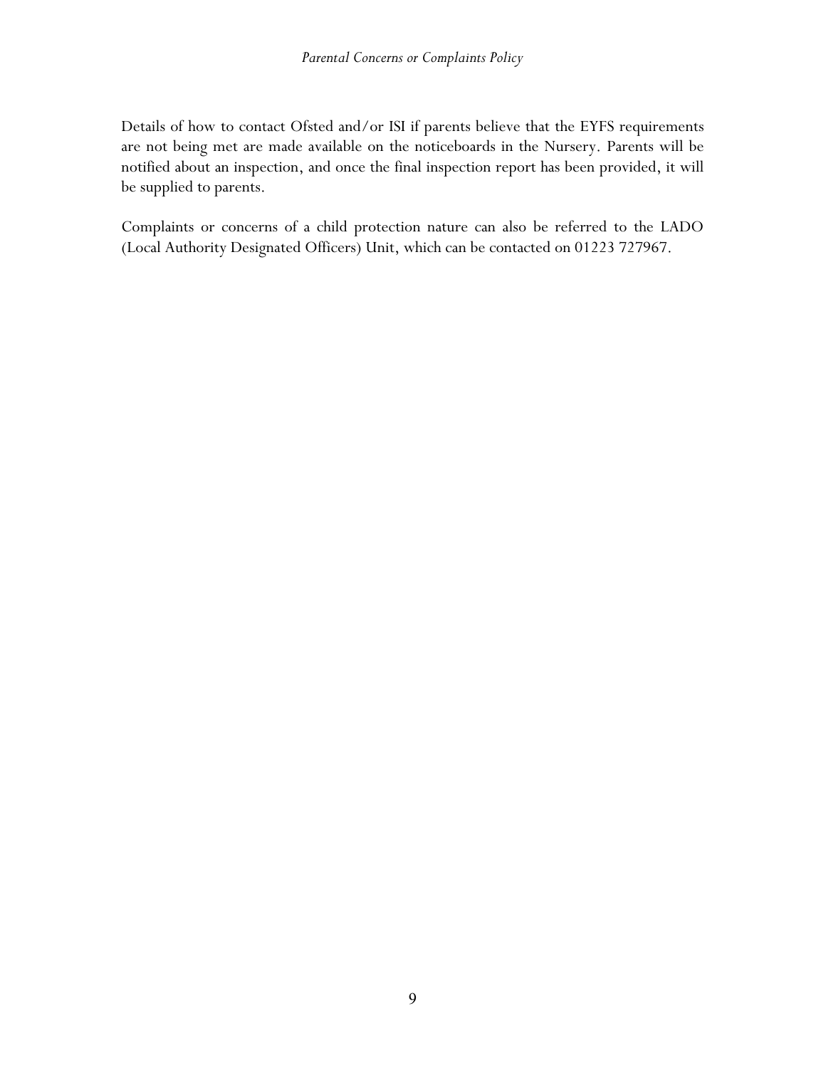Details of how to contact Ofsted and/or ISI if parents believe that the EYFS requirements are not being met are made available on the noticeboards in the Nursery. Parents will be notified about an inspection, and once the final inspection report has been provided, it will be supplied to parents.

Complaints or concerns of a child protection nature can also be referred to the LADO (Local Authority Designated Officers) Unit, which can be contacted on 01223 727967.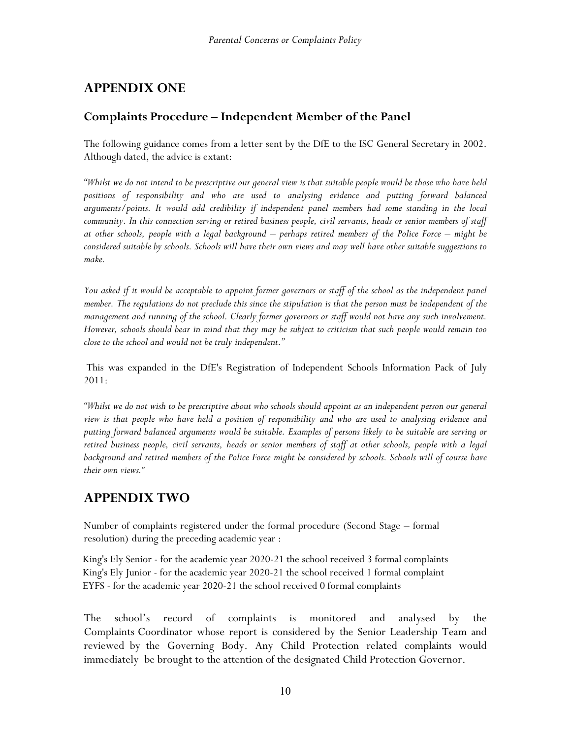## APPENDIX ONE

### Complaints Procedure – Independent Member of the Panel

The following guidance comes from a letter sent by the DfE to the ISC General Secretary in 2002. Although dated, the advice is extant:

*"Whilst we do not intend to be prescriptive our general view is that suitable people would be those who have held positions of responsibility and who are used to analysing evidence and putting forward balanced arguments/points. It would add credibility if independent panel members had some standing in the local community. In this connection serving or retired business people, civil servants, heads or senior members of staff at other schools, people with a legal background – perhaps retired members of the Police Force – might be considered suitable by schools. Schools will have their own views and may well have other suitable suggestions to make.*

*You asked if it would be acceptable to appoint former governors or staff of the school as the independent panel member. The regulations do not preclude this since the stipulation is that the person must be independent of the management and running of the school. Clearly former governors or staff would not have any such involvement. However, schools should bear in mind that they may be subject to criticism that such people would remain too close to the school and would not be truly independent."*

This was expanded in the DfE's Registration of Independent Schools Information Pack of July 2011:

*"Whilst we do not wish to be prescriptive about who schools should appoint as an independent person our general view is that people who have held a position of responsibility and who are used to analysing evidence and putting forward balanced arguments would be suitable. Examples of persons likely to be suitable are serving or retired business people, civil servants, heads or senior members of staff at other schools, people with a legal background and retired members of the Police Force might be considered by schools. Schools will of course have their own views."*

## APPENDIX TWO

Number of complaints registered under the formal procedure (Second Stage – formal resolution) during the preceding academic year :

King's Ely Senior - for the academic year 2020-21 the school received 3 formal complaints
King's Ely Junior - for the academic year 2020-21 the school received 1 formal complaint
EYFS - for the academic year 2020-21 the school received 0 formal complaints

The school's record of complaints is monitored and analysed by the Complaints Coordinator whose report is considered by the Senior Leadership Team and reviewed by the Governing Body. Any Child Protection related complaints would immediately be brought to the attention of the designated Child Protection Governor.